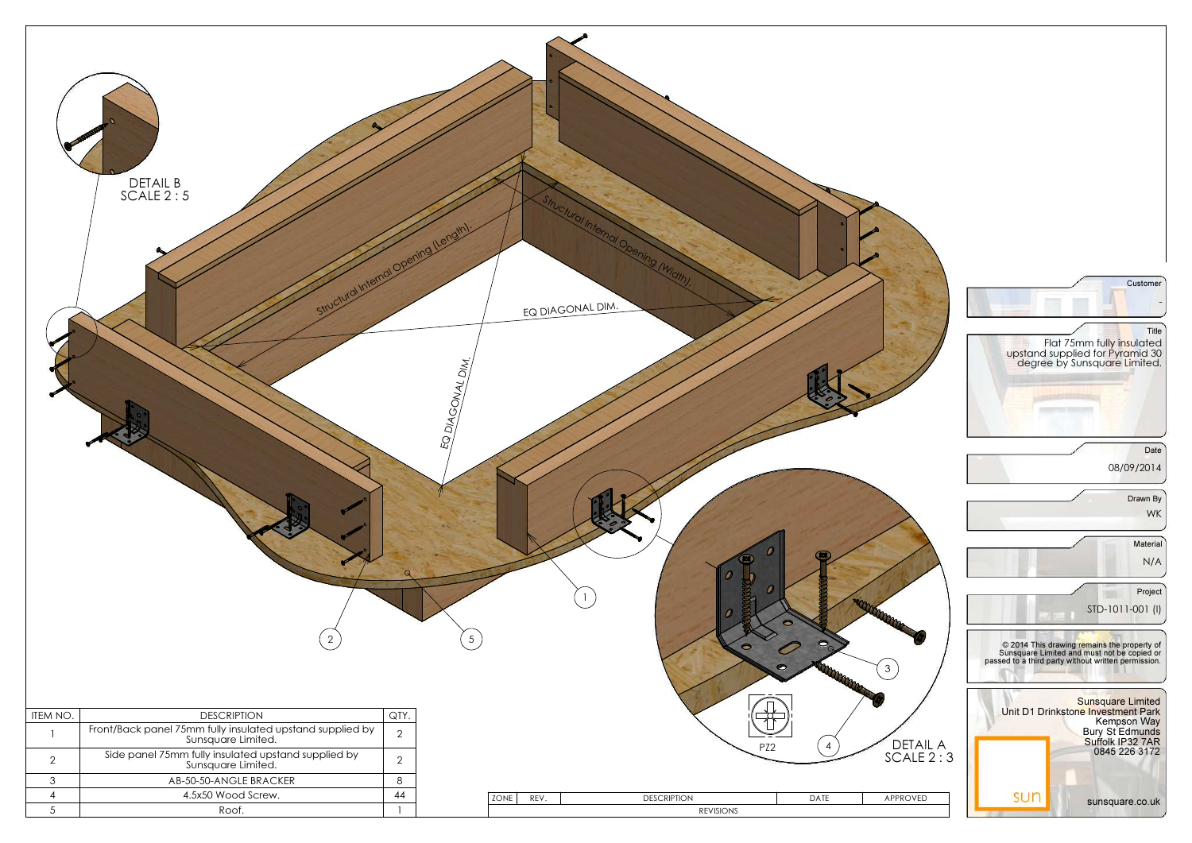DETAIL B
SCALE 2 : 5

Structural Internal Opening (Length).

Structural Internal Opening (Width).

EQ DIAGONAL DIM.

EQ DIAGONAL DIM.

PZ2

DETAIL A
SCALE 2 : 3

| ITEM NO. | DESCRIPTION | QTY. |
|---|---|---|
| 1 | Front/Back panel 75mm fully insulated upstand supplied by Sunsquare Limited. | 2 |
| 2 | Side panel 75mm fully insulated upstand supplied by Sunsquare Limited. | 2 |
| 3 | AB-50-50-ANGLE BRACKER | 8 |
| 4 | 4.5x50 Wood Screw. | 44 |
| 5 | Roof. | 1 |

| ZONE | REV. | DESCRIPTION | DATE | APPROVED |
|---|---|---|---|---|
| | | REVISIONS | | |

Customer
-

Title
Flat 75mm fully insulated upstand supplied for Pyramid 30 degree by Sunsquare Limited.

Date
08/09/2014

Drawn By
WK

Material
N/A

Project
STD-1011-001 (I)

© 2014 This drawing remains the property of Sunsquare Limited and must not be copied or passed to a third party without written permission.

Sunsquare Limited
Unit D1 Drinkstone Investment Park
Kempson Way
Bury St Edmunds
Suffolk IP32 7AR
0845 226 3172

sun

sunsquare.co.uk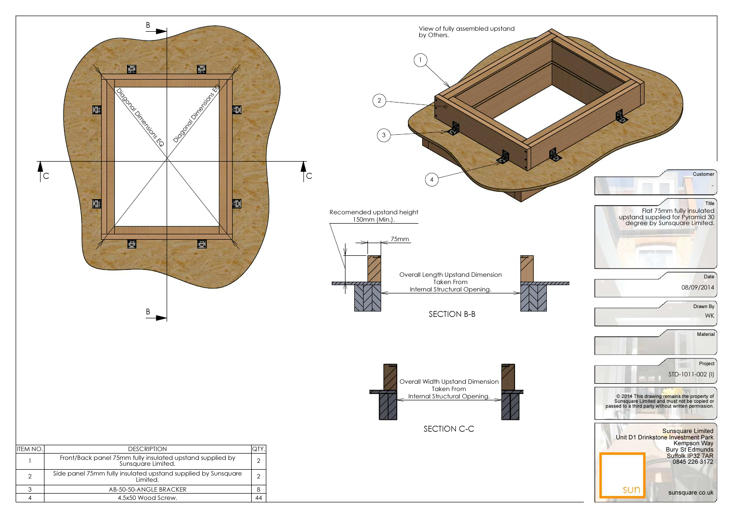View of fully assembled upstand by Others.

Diagonal Dimensions EQ

Diagonal Dimensions EQ

Recomended upstand height 150mm (Min.).

75mm

Overall Length Upstand Dimension Taken From Internal Structural Opening.

SECTION B-B

Overall Width Upstand Dimension Taken From Internal Structural Opening.

SECTION C-C

| ITEM NO. | DESCRIPTION | QTY. |
|---|---|---|
| 1 | Front/Back panel 75mm fully insulated upstand supplied by Sunsquare Limited. | 2 |
| 2 | Side panel 75mm fully insulated upstand supplied by Sunsquare Limited. | 2 |
| 3 | AB-50-50-ANGLE BRACKER | 8 |
| 4 | 4.5x50 Wood Screw. | 44 |

Customer: -

Title: Flat 75mm fully insulated upstand supplied for Pyramid 30 degree by Sunsquare Limited.

Date: 08/09/2014

Drawn By: WK

Material:

Project: STD-1011-002 (I)

© 2014 This drawing remains the property of Sunsquare Limited and must not be copied or passed to a third party without written permission.

Sunsquare Limited
Unit D1 Drinkstone Investment Park
Kempson Way
Bury St Edmunds
Suffolk IP32 7AR
0845 226 3172

sun

sunsquare.co.uk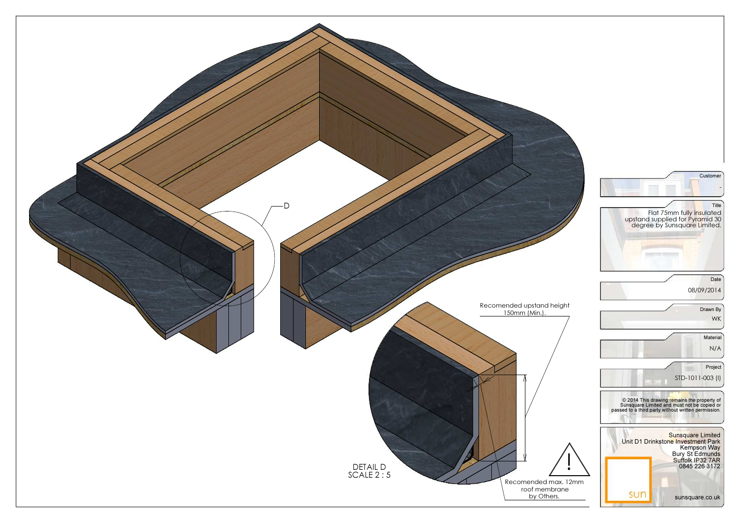D

Recomended upstand height
150mm (Min.).

DETAIL D
SCALE 2 : 5

Recomended max. 12mm
roof membrane
by Others.

Customer

-

Title

Flat 75mm fully insulated upstand supplied for Pyramid 30 degree by Sunsquare Limited.

Date

08/09/2014

Drawn By

WK

Material

N/A

Project

STD-1011-003 (I)

© 2014 This drawing remains the property of Sunsquare Limited and must not be copied or passed to a third party without written permission.

Sunsquare Limited
Unit D1 Drinkstone Investment Park
Kempson Way
Bury St Edmunds
Suffolk IP32 7AR
0845 226 3172

sun

sunsquare.co.uk